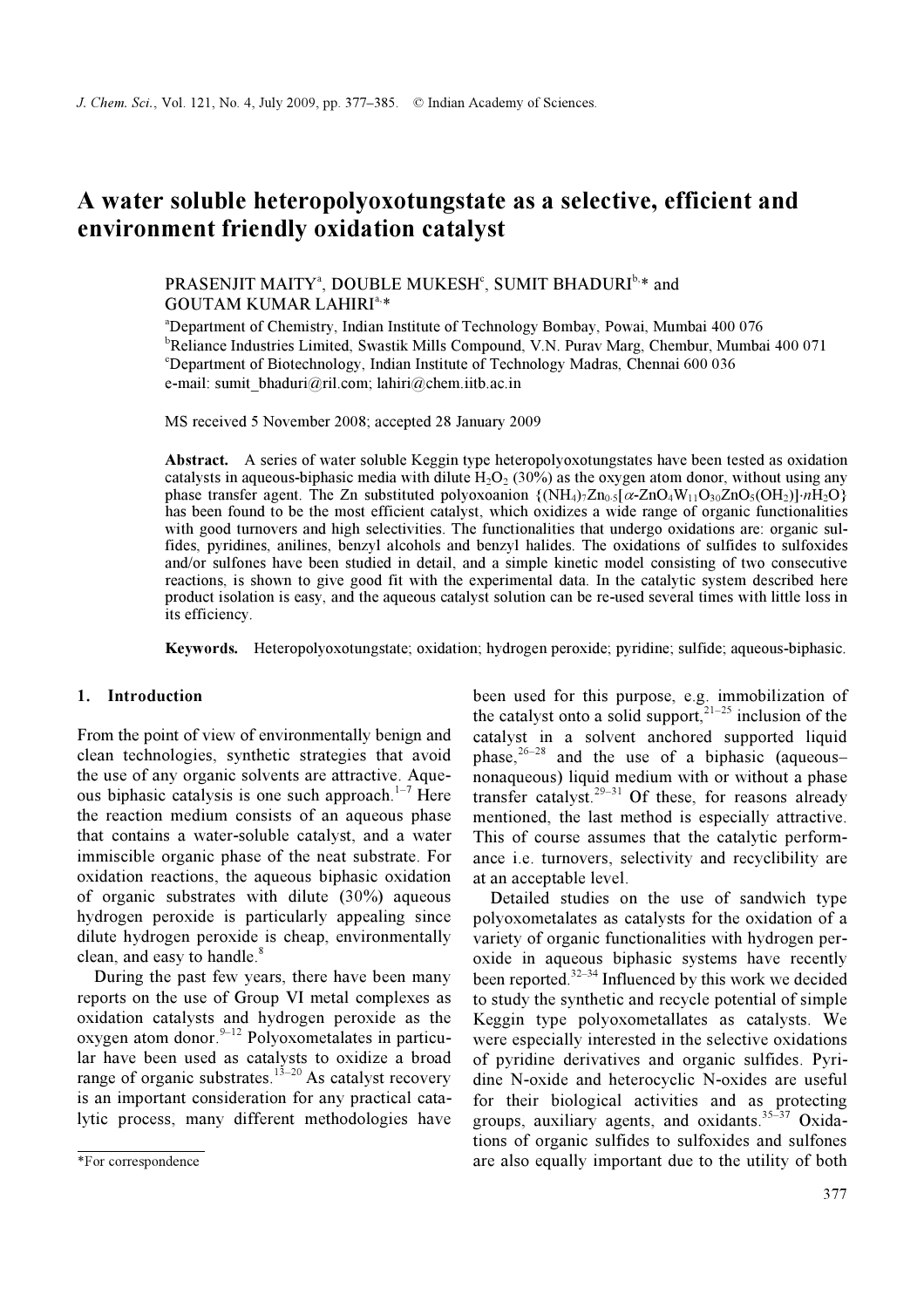# A water soluble heteropolyoxotungstate as a selective, efficient and environment friendly oxidation catalyst

PRASENJIT MAITY[a], DOUBLE MUKESH[c], SUMIT BHADURI[b,]* and GOUTAM KUMAR LAHIRI[a,]*

[a]Department of Chemistry, Indian Institute of Technology Bombay, Powai, Mumbai 400 076
[b]Reliance Industries Limited, Swastik Mills Compound, V.N. Purav Marg, Chembur, Mumbai 400 071
[c]Department of Biotechnology, Indian Institute of Technology Madras, Chennai 600 036
e-mail: sumit_bhaduri@ril.com; lahiri@chem.iitb.ac.in

MS received 5 November 2008; accepted 28 January 2009

**Abstract.** A series of water soluble Keggin type heteropolyoxotungstates have been tested as oxidation catalysts in aqueous-biphasic media with dilute $H_2O_2$ (30%) as the oxygen atom donor, without using any phase transfer agent. The Zn substituted polyoxoanion $\{(NH_4)_7Zn_{0.5}[\alpha\text{-}ZnO_4W_{11}O_{30}ZnO_5(OH_2)]\cdot nH_2O\}$ has been found to be the most efficient catalyst, which oxidizes a wide range of organic functionalities with good turnovers and high selectivities. The functionalities that undergo oxidations are: organic sulfides, pyridines, anilines, benzyl alcohols and benzyl halides. The oxidations of sulfides to sulfoxides and/or sulfones have been studied in detail, and a simple kinetic model consisting of two consecutive reactions, is shown to give good fit with the experimental data. In the catalytic system described here product isolation is easy, and the aqueous catalyst solution can be re-used several times with little loss in its efficiency.

**Keywords.** Heteropolyoxotungstate; oxidation; hydrogen peroxide; pyridine; sulfide; aqueous-biphasic.

## 1. Introduction

From the point of view of environmentally benign and clean technologies, synthetic strategies that avoid the use of any organic solvents are attractive. Aqueous biphasic catalysis is one such approach.[1–7] Here the reaction medium consists of an aqueous phase that contains a water-soluble catalyst, and a water immiscible organic phase of the neat substrate. For oxidation reactions, the aqueous biphasic oxidation of organic substrates with dilute (30%) aqueous hydrogen peroxide is particularly appealing since dilute hydrogen peroxide is cheap, environmentally clean, and easy to handle.[8]

During the past few years, there have been many reports on the use of Group VI metal complexes as oxidation catalysts and hydrogen peroxide as the oxygen atom donor.[9–12] Polyoxometalates in particular have been used as catalysts to oxidize a broad range of organic substrates.[13–20] As catalyst recovery is an important consideration for any practical catalytic process, many different methodologies have been used for this purpose, e.g. immobilization of the catalyst onto a solid support,[21–25] inclusion of the catalyst in a solvent anchored supported liquid phase,[26–28] and the use of a biphasic (aqueous–nonaqueous) liquid medium with or without a phase transfer catalyst.[29–31] Of these, for reasons already mentioned, the last method is especially attractive. This of course assumes that the catalytic performance i.e. turnovers, selectivity and recyclibility are at an acceptable level.

Detailed studies on the use of sandwich type polyoxometalates as catalysts for the oxidation of a variety of organic functionalities with hydrogen peroxide in aqueous biphasic systems have recently been reported.[32–34] Influenced by this work we decided to study the synthetic and recycle potential of simple Keggin type polyoxometallates as catalysts. We were especially interested in the selective oxidations of pyridine derivatives and organic sulfides. Pyridine N-oxide and heterocyclic N-oxides are useful for their biological activities and as protecting groups, auxiliary agents, and oxidants.[35–37] Oxidations of organic sulfides to sulfoxides and sulfones are also equally important due to the utility of both

*For correspondence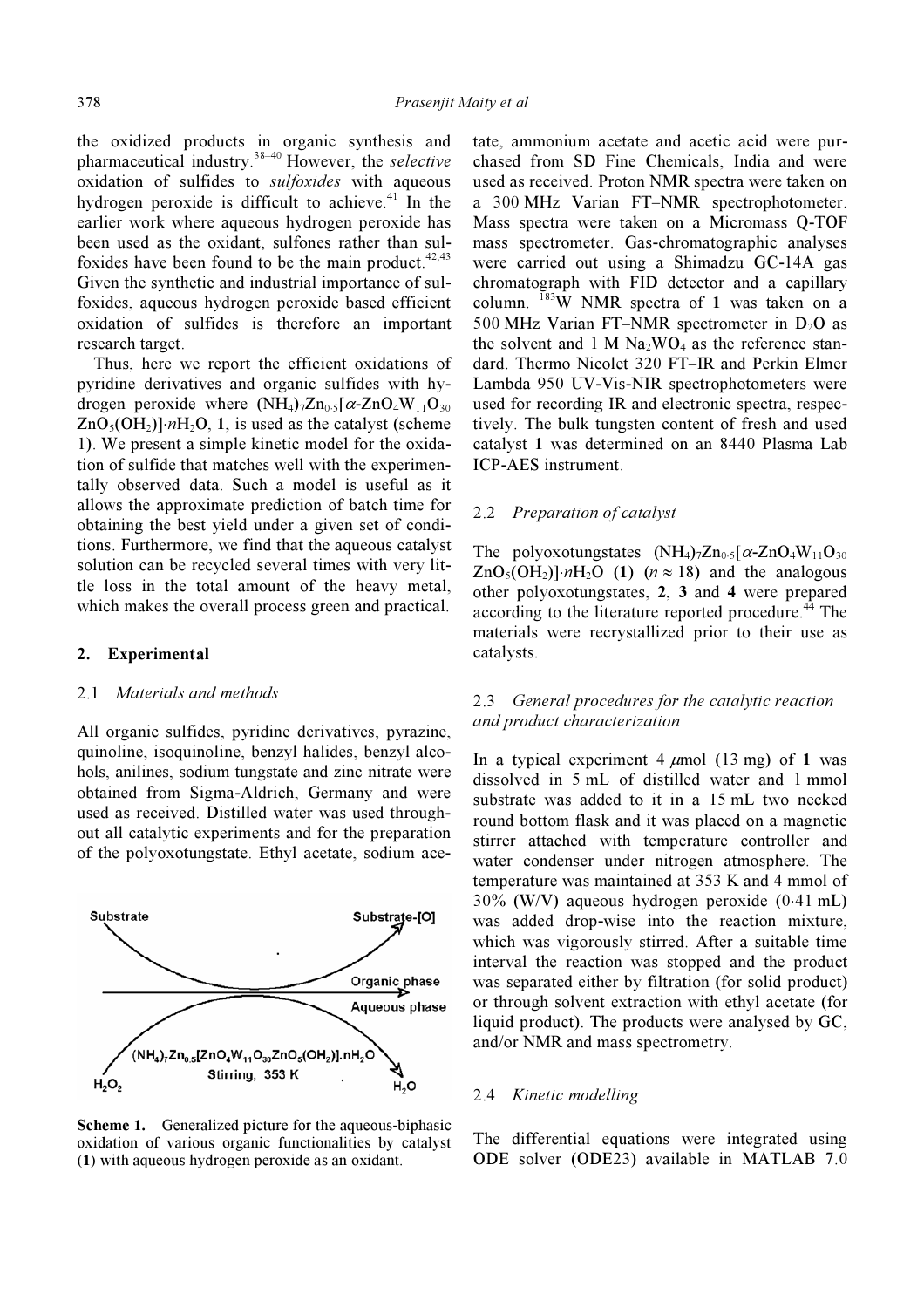the oxidized products in organic synthesis and pharmaceutical industry.[38–40] However, the *selective* oxidation of sulfides to *sulfoxides* with aqueous hydrogen peroxide is difficult to achieve.[41] In the earlier work where aqueous hydrogen peroxide has been used as the oxidant, sulfones rather than sulfoxides have been found to be the main product.[42,43] Given the synthetic and industrial importance of sulfoxides, aqueous hydrogen peroxide based efficient oxidation of sulfides is therefore an important research target.

Thus, here we report the efficient oxidations of pyridine derivatives and organic sulfides with hydrogen peroxide where $(NH_4)_7Zn_{0.5}[\alpha\text{-}ZnO_4W_{11}O_{30}ZnO_5(OH_2)]\cdot nH_2O$, **1**, is used as the catalyst (scheme 1). We present a simple kinetic model for the oxidation of sulfide that matches well with the experimentally observed data. Such a model is useful as it allows the approximate prediction of batch time for obtaining the best yield under a given set of conditions. Furthermore, we find that the aqueous catalyst solution can be recycled several times with very little loss in the total amount of the heavy metal, which makes the overall process green and practical.

## 2. Experimental

### 2.1 *Materials and methods*

All organic sulfides, pyridine derivatives, pyrazine, quinoline, isoquinoline, benzyl halides, benzyl alcohols, anilines, sodium tungstate and zinc nitrate were obtained from Sigma-Aldrich, Germany and were used as received. Distilled water was used throughout all catalytic experiments and for the preparation of the polyoxotungstate. Ethyl acetate, sodium acetate, ammonium acetate and acetic acid were purchased from SD Fine Chemicals, India and were used as received. Proton NMR spectra were taken on a 300 MHz Varian FT–NMR spectrophotometer. Mass spectra were taken on a Micromass Q-TOF mass spectrometer. Gas-chromatographic analyses were carried out using a Shimadzu GC-14A gas chromatograph with FID detector and a capillary column. $^{183}$W NMR spectra of **1** was taken on a 500 MHz Varian FT–NMR spectrometer in $D_2O$ as the solvent and 1 M $Na_2WO_4$ as the reference standard. Thermo Nicolet 320 FT–IR and Perkin Elmer Lambda 950 UV-Vis-NIR spectrophotometers were used for recording IR and electronic spectra, respectively. The bulk tungsten content of fresh and used catalyst **1** was determined on an 8440 Plasma Lab ICP-AES instrument.

**Scheme 1.** Generalized picture for the aqueous-biphasic oxidation of various organic functionalities by catalyst (**1**) with aqueous hydrogen peroxide as an oxidant.

### 2.2 *Preparation of catalyst*

The polyoxotungstates $(NH_4)_7Zn_{0.5}[\alpha\text{-}ZnO_4W_{11}O_{30}ZnO_5(OH_2)]\cdot nH_2O$ (**1**) ($n \approx 18$) and the analogous other polyoxotungstates, **2**, **3** and **4** were prepared according to the literature reported procedure.[44] The materials were recrystallized prior to their use as catalysts.

### 2.3 *General procedures for the catalytic reaction and product characterization*

In a typical experiment 4 $\mu$mol (13 mg) of **1** was dissolved in 5 mL of distilled water and 1 mmol substrate was added to it in a 15 mL two necked round bottom flask and it was placed on a magnetic stirrer attached with temperature controller and water condenser under nitrogen atmosphere. The temperature was maintained at 353 K and 4 mmol of 30% (W/V) aqueous hydrogen peroxide (0·41 mL) was added drop-wise into the reaction mixture, which was vigorously stirred. After a suitable time interval the reaction was stopped and the product was separated either by filtration (for solid product) or through solvent extraction with ethyl acetate (for liquid product). The products were analysed by GC, and/or NMR and mass spectrometry.

### 2.4 *Kinetic modelling*

The differential equations were integrated using ODE solver (ODE23) available in MATLAB 7.0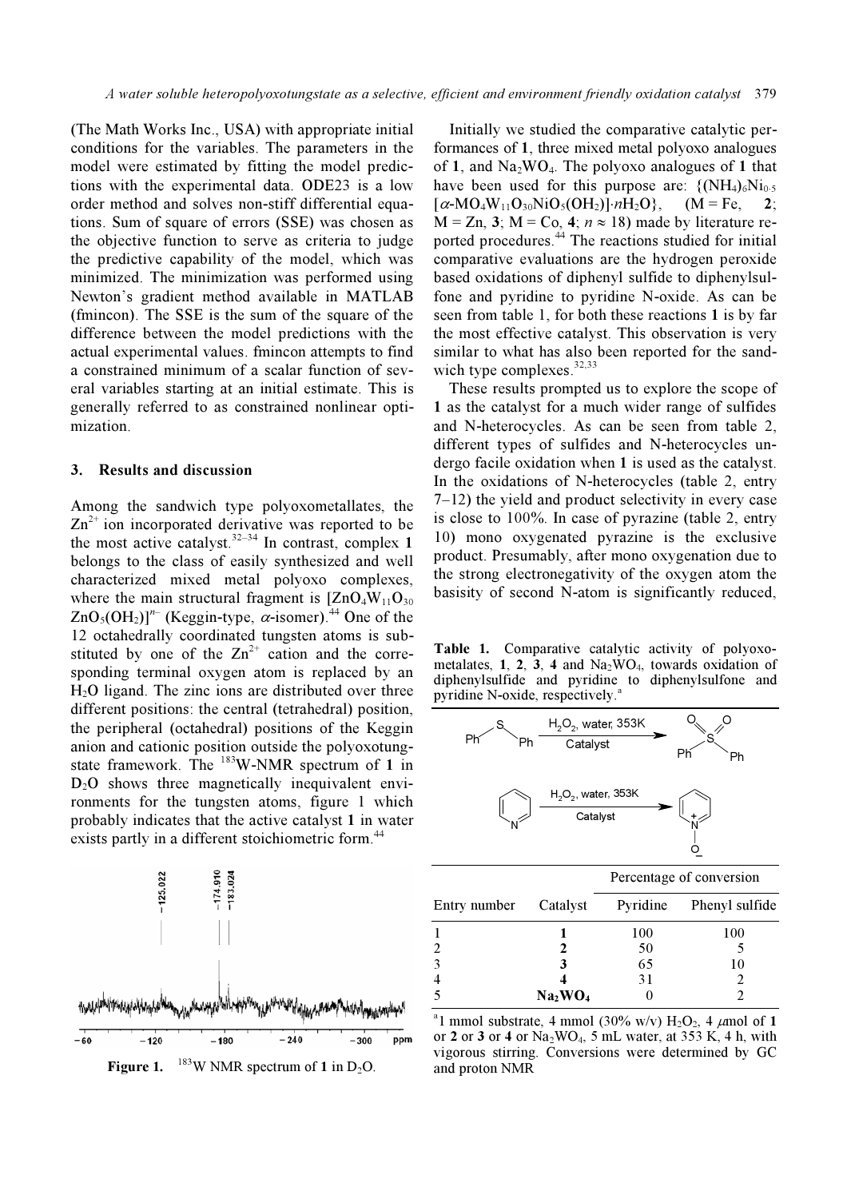(The Math Works Inc., USA) with appropriate initial conditions for the variables. The parameters in the model were estimated by fitting the model predictions with the experimental data. ODE23 is a low order method and solves non-stiff differential equations. Sum of square of errors (SSE) was chosen as the objective function to serve as criteria to judge the predictive capability of the model, which was minimized. The minimization was performed using Newton's gradient method available in MATLAB (fmincon). The SSE is the sum of the square of the difference between the model predictions with the actual experimental values. fmincon attempts to find a constrained minimum of a scalar function of several variables starting at an initial estimate. This is generally referred to as constrained nonlinear optimization.

## 3. Results and discussion

Among the sandwich type polyoxometallates, the $Zn^{2+}$ ion incorporated derivative was reported to be the most active catalyst.[32–34] In contrast, complex **1** belongs to the class of easily synthesized and well characterized mixed metal polyoxo complexes, where the main structural fragment is $[ZnO_4W_{11}O_{30}ZnO_5(OH_2)]^{n-}$ (Keggin-type, $\alpha$-isomer).[44] One of the 12 octahedrally coordinated tungsten atoms is substituted by one of the $Zn^{2+}$ cation and the corresponding terminal oxygen atom is replaced by an $H_2O$ ligand. The zinc ions are distributed over three different positions: the central (tetrahedral) position, the peripheral (octahedral) positions of the Keggin anion and cationic position outside the polyoxotungstate framework. The $^{183}W$-NMR spectrum of **1** in $D_2O$ shows three magnetically inequivalent environments for the tungsten atoms, figure 1 which probably indicates that the active catalyst **1** in water exists partly in a different stoichiometric form.[44]

**Figure 1.** $^{183}W$ NMR spectrum of **1** in $D_2O$.

Initially we studied the comparative catalytic performances of **1**, three mixed metal polyoxo analogues of **1**, and $Na_2WO_4$. The polyoxo analogues of **1** that have been used for this purpose are: $\{(NH_4)_6Ni_{0.5}[\alpha\text{-}MO_4W_{11}O_{30}NiO_5(OH_2)]\cdot nH_2O\}$, (M = Fe, **2**; M = Zn, **3**; M = Co, **4**; $n \approx 18$) made by literature reported procedures.[44] The reactions studied for initial comparative evaluations are the hydrogen peroxide based oxidations of diphenyl sulfide to diphenylsulfone and pyridine to pyridine N-oxide. As can be seen from table 1, for both these reactions **1** is by far the most effective catalyst. This observation is very similar to what has also been reported for the sandwich type complexes.[32,33]

These results prompted us to explore the scope of **1** as the catalyst for a much wider range of sulfides and N-heterocycles. As can be seen from table 2, different types of sulfides and N-heterocycles undergo facile oxidation when **1** is used as the catalyst. In the oxidations of N-heterocycles (table 2, entry 7–12) the yield and product selectivity in every case is close to 100%. In case of pyrazine (table 2, entry 10) mono oxygenated pyrazine is the exclusive product. Presumably, after mono oxygenation due to the strong electronegativity of the oxygen atom the basisity of second N-atom is significantly reduced,

**Table 1.** Comparative catalytic activity of polyoxometalates, **1**, **2**, **3**, **4** and $Na_2WO_4$, towards oxidation of diphenylsulfide and pyridine to diphenylsulfone and pyridine N-oxide, respectively.[a]

Ph–S–Ph → ($H_2O_2$, water, 353K, Catalyst) → $Ph–SO_2–Ph$

Pyridine → ($H_2O_2$, water, 353K, Catalyst) → Pyridine N-oxide

| | | Percentage of conversion | |
|---|---|---|---|
| Entry number | Catalyst | Pyridine | Phenyl sulfide |
| 1 | **1** | 100 | 100 |
| 2 | **2** | 50 | 5 |
| 3 | **3** | 65 | 10 |
| 4 | **4** | 31 | 2 |
| 5 | $Na_2WO_4$ | 0 | 2 |

[a]1 mmol substrate, 4 mmol (30% w/v) $H_2O_2$, 4 $\mu$mol of **1** or **2** or **3** or **4** or $Na_2WO_4$, 5 mL water, at 353 K, 4 h, with vigorous stirring. Conversions were determined by GC and proton NMR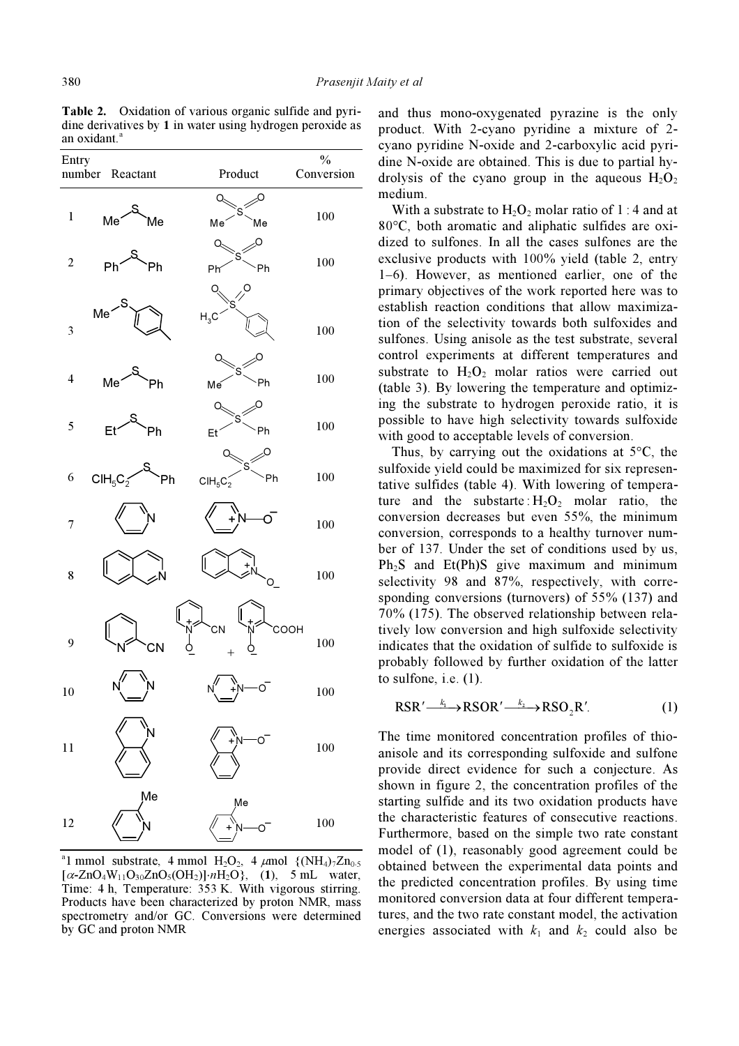**Table 2.** Oxidation of various organic sulfide and pyridine derivatives by **1** in water using hydrogen peroxide as an oxidant.[a]

| Entry number | Reactant | Product | % Conversion |
|---|---|---|---|
| 1 | Me–S–Me | $Me-SO_2-Me$ | 100 |
| 2 | Ph–S–Ph | $Ph-SO_2-Ph$ | 100 |
| 3 | Me–S–(p-tolyl) | $H_3C-SO_2$–(p-tolyl) | 100 |
| 4 | Me–S–Ph | $Me-SO_2-Ph$ | 100 |
| 5 | Et–S–Ph | $Et-SO_2-Ph$ | 100 |
| 6 | $ClH_5C_2$–S–Ph | $ClH_5C_2-SO_2-Ph$ | 100 |
| 7 | Pyridine | Pyridine N-oxide | 100 |
| 8 | Isoquinoline | Isoquinoline N-oxide | 100 |
| 9 | 2-Cyanopyridine | 2-Cyanopyridine N-oxide + pyridine-2-carboxylic acid N-oxide (COOH) | 100 |
| 10 | Pyrazine | Pyrazine mono-N-oxide | 100 |
| 11 | Quinoline | Quinoline N-oxide | 100 |
| 12 | 2-Methylpyridine | 2-Methylpyridine N-oxide | 100 |

[a]1 mmol substrate, 4 mmol $H_2O_2$, 4 $\mu$mol $\{(NH_4)_7Zn_{0.5}[\alpha\text{-}ZnO_4W_{11}O_{30}ZnO_5(OH_2)]\cdot nH_2O\}$, (**1**), 5 mL water, Time: 4 h, Temperature: 353 K. With vigorous stirring. Products have been characterized by proton NMR, mass spectrometry and/or GC. Conversions were determined by GC and proton NMR

and thus mono-oxygenated pyrazine is the only product. With 2-cyano pyridine a mixture of 2-cyano pyridine N-oxide and 2-carboxylic acid pyridine N-oxide are obtained. This is due to partial hydrolysis of the cyano group in the aqueous $H_2O_2$ medium.

With a substrate to $H_2O_2$ molar ratio of 1 : 4 and at 80°C, both aromatic and aliphatic sulfides are oxidized to sulfones. In all the cases sulfones are the exclusive products with 100% yield (table 2, entry 1–6). However, as mentioned earlier, one of the primary objectives of the work reported here was to establish reaction conditions that allow maximization of the selectivity towards both sulfoxides and sulfones. Using anisole as the test substrate, several control experiments at different temperatures and substrate to $H_2O_2$ molar ratios were carried out (table 3). By lowering the temperature and optimizing the substrate to hydrogen peroxide ratio, it is possible to have high selectivity towards sulfoxide with good to acceptable levels of conversion.

Thus, by carrying out the oxidations at 5°C, the sulfoxide yield could be maximized for six representative sulfides (table 4). With lowering of temperature and the substarte : $H_2O_2$ molar ratio, the conversion decreases but even 55%, the minimum conversion, corresponds to a healthy turnover number of 137. Under the set of conditions used by us, $Ph_2S$ and Et(Ph)S give maximum and minimum selectivity 98 and 87%, respectively, with corresponding conversions (turnovers) of 55% (137) and 70% (175). The observed relationship between relatively low conversion and high sulfoxide selectivity indicates that the oxidation of sulfide to sulfoxide is probably followed by further oxidation of the latter to sulfone, i.e. (1).

$$RSR' \xrightarrow{k_1} RSOR' \xrightarrow{k_2} RSO_2R'. \tag{1}$$

The time monitored concentration profiles of thioanisole and its corresponding sulfoxide and sulfone provide direct evidence for such a conjecture. As shown in figure 2, the concentration profiles of the starting sulfide and its two oxidation products have the characteristic features of consecutive reactions. Furthermore, based on the simple two rate constant model of (1), reasonably good agreement could be obtained between the experimental data points and the predicted concentration profiles. By using time monitored conversion data at four different temperatures, and the two rate constant model, the activation energies associated with $k_1$ and $k_2$ could also be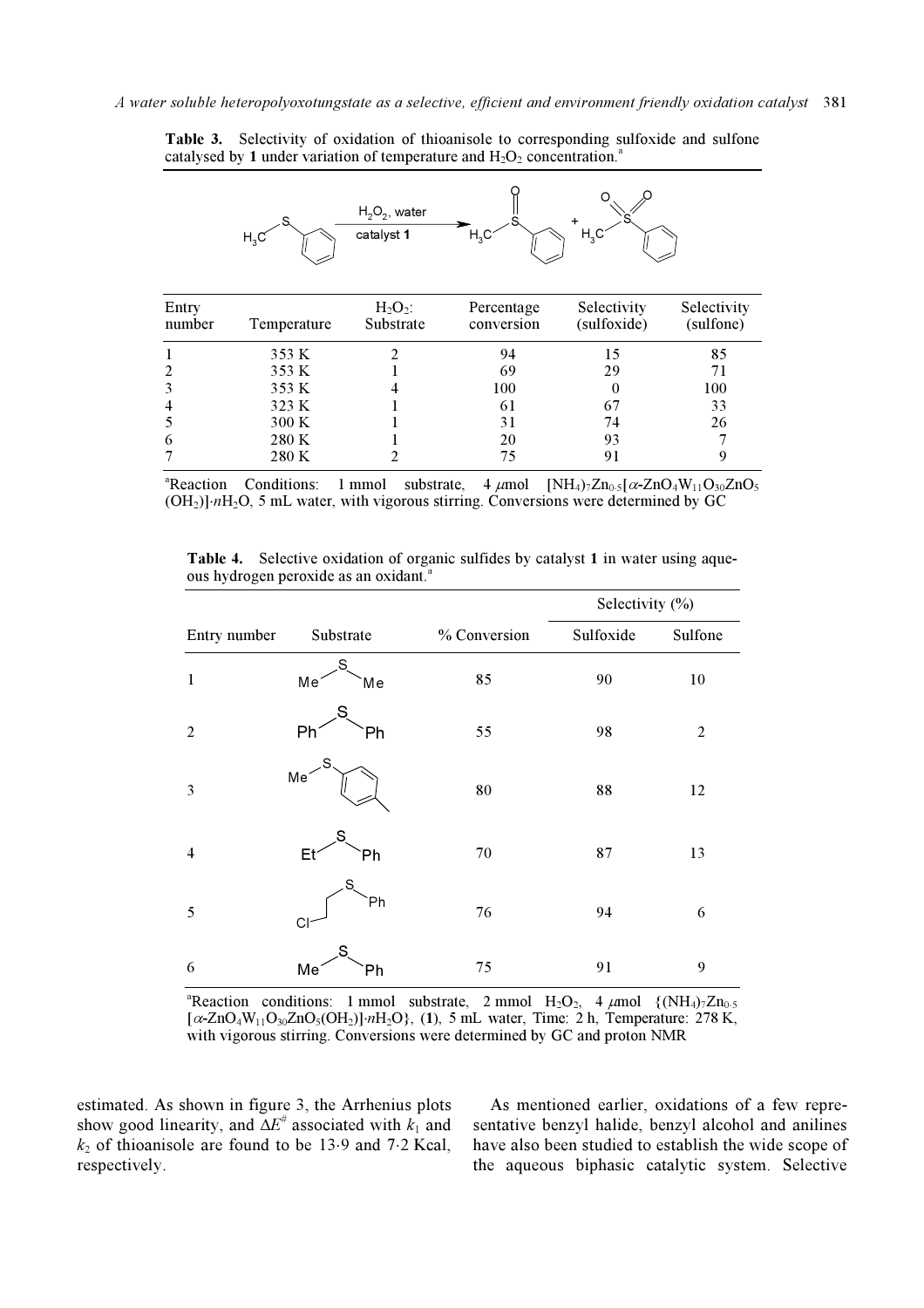**Table 3.** Selectivity of oxidation of thioanisole to corresponding sulfoxide and sulfone catalysed by **1** under variation of temperature and $H_2O_2$ concentration.[a]

| Entry number | Temperature | $H_2O_2$: Substrate | Percentage conversion | Selectivity (sulfoxide) | Selectivity (sulfone) |
|---|---|---|---|---|---|
| 1 | 353 K | 2 | 94 | 15 | 85 |
| 2 | 353 K | 1 | 69 | 29 | 71 |
| 3 | 353 K | 4 | 100 | 0 | 100 |
| 4 | 323 K | 1 | 61 | 67 | 33 |
| 5 | 300 K | 1 | 31 | 74 | 26 |
| 6 | 280 K | 1 | 20 | 93 | 7 |
| 7 | 280 K | 2 | 75 | 91 | 9 |

[a]Reaction Conditions: 1 mmol substrate, 4 $\mu$mol $[NH_4)_7Zn_{0.5}[\alpha\text{-}ZnO_4W_{11}O_{30}ZnO_5(OH_2)]\cdot nH_2O$, 5 mL water, with vigorous stirring. Conversions were determined by GC

**Table 4.** Selective oxidation of organic sulfides by catalyst **1** in water using aqueous hydrogen peroxide as an oxidant.[a]

| Entry number | Substrate | % Conversion | Selectivity (%) Sulfoxide | Sulfone |
|---|---|---|---|---|
| 1 | Me–S–Me | 85 | 90 | 10 |
| 2 | Ph–S–Ph | 55 | 98 | 2 |
| 3 | Me–S–(p-tolyl) | 80 | 88 | 12 |
| 4 | Et–S–Ph | 70 | 87 | 13 |
| 5 | $ClCH_2CH_2$–S–Ph | 76 | 94 | 6 |
| 6 | Me–S–Ph | 75 | 91 | 9 |

[a]Reaction conditions: 1 mmol substrate, 2 mmol $H_2O_2$, 4 $\mu$mol $\{(NH_4)_7Zn_{0.5}[\alpha\text{-}ZnO_4W_{11}O_{30}ZnO_5(OH_2)]\cdot nH_2O\}$, (**1**), 5 mL water, Time: 2 h, Temperature: 278 K, with vigorous stirring. Conversions were determined by GC and proton NMR

estimated. As shown in figure 3, the Arrhenius plots show good linearity, and $\Delta E^{\#}$ associated with $k_1$ and $k_2$ of thioanisole are found to be 13·9 and 7·2 Kcal, respectively.

As mentioned earlier, oxidations of a few representative benzyl halide, benzyl alcohol and anilines have also been studied to establish the wide scope of the aqueous biphasic catalytic system. Selective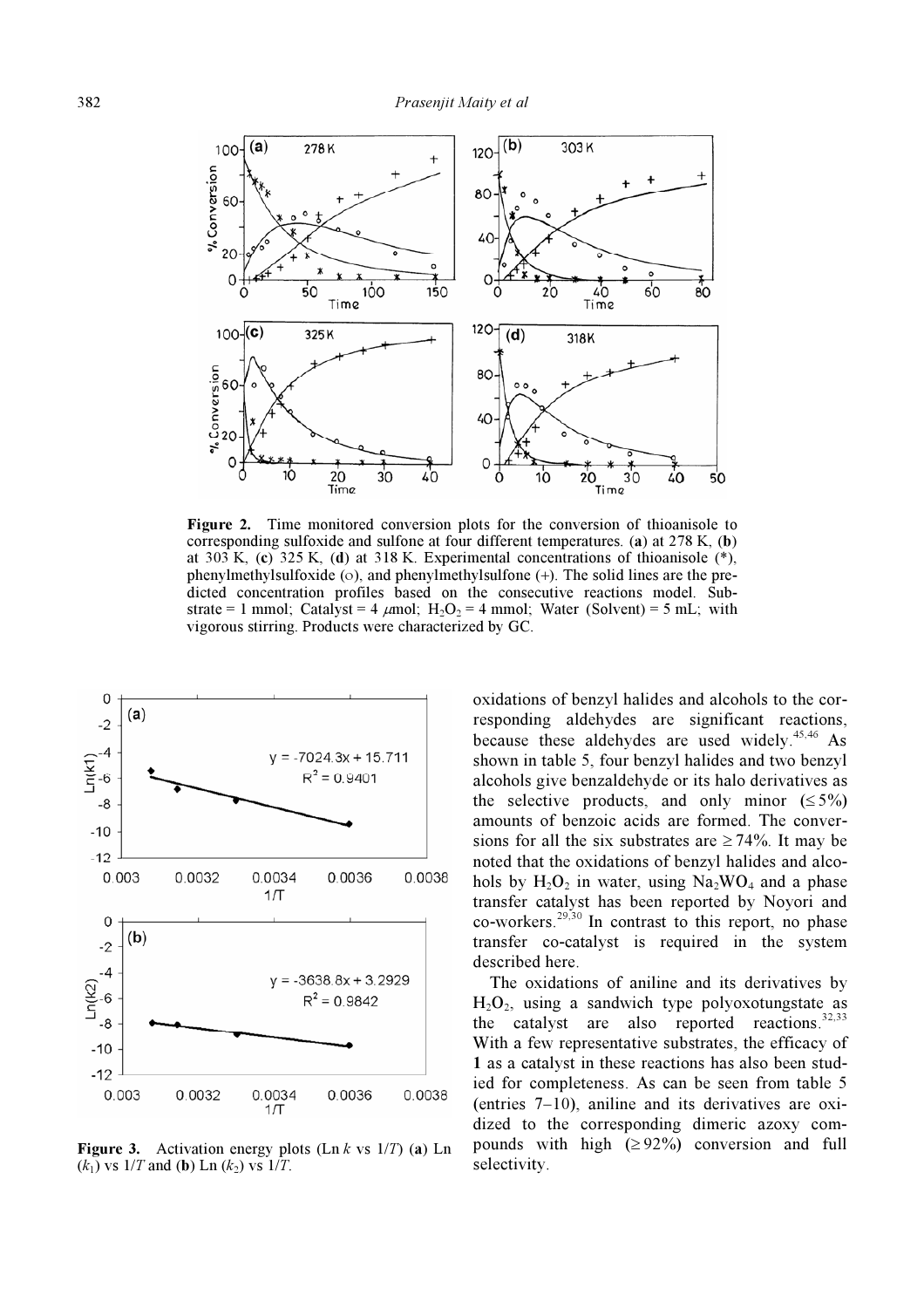**Figure 2.** Time monitored conversion plots for the conversion of thioanisole to corresponding sulfoxide and sulfone at four different temperatures. (**a**) at 278 K, (**b**) at 303 K, (**c**) 325 K, (**d**) at 318 K. Experimental concentrations of thioanisole (*), phenylmethylsulfoxide (○), and phenylmethylsulfone (+). The solid lines are the predicted concentration profiles based on the consecutive reactions model. Substrate = 1 mmol; Catalyst = 4 μmol; $H_2O_2$ = 4 mmol; Water (Solvent) = 5 mL; with vigorous stirring. Products were characterized by GC.

**Figure 3.** Activation energy plots (Ln $k$ vs $1/T$) (**a**) Ln ($k_1$) vs $1/T$ and (**b**) Ln ($k_2$) vs $1/T$.

oxidations of benzyl halides and alcohols to the corresponding aldehydes are significant reactions, because these aldehydes are used widely.[45,46] As shown in table 5, four benzyl halides and two benzyl alcohols give benzaldehyde or its halo derivatives as the selective products, and only minor (≤ 5%) amounts of benzoic acids are formed. The conversions for all the six substrates are ≥ 74%. It may be noted that the oxidations of benzyl halides and alcohols by $H_2O_2$ in water, using $Na_2WO_4$ and a phase transfer catalyst has been reported by Noyori and co-workers.[29,30] In contrast to this report, no phase transfer co-catalyst is required in the system described here.

The oxidations of aniline and its derivatives by $H_2O_2$, using a sandwich type polyoxotungstate as the catalyst are also reported reactions.[32,33] With a few representative substrates, the efficacy of **1** as a catalyst in these reactions has also been studied for completeness. As can be seen from table 5 (entries 7–10), aniline and its derivatives are oxidized to the corresponding dimeric azoxy compounds with high (≥ 92%) conversion and full selectivity.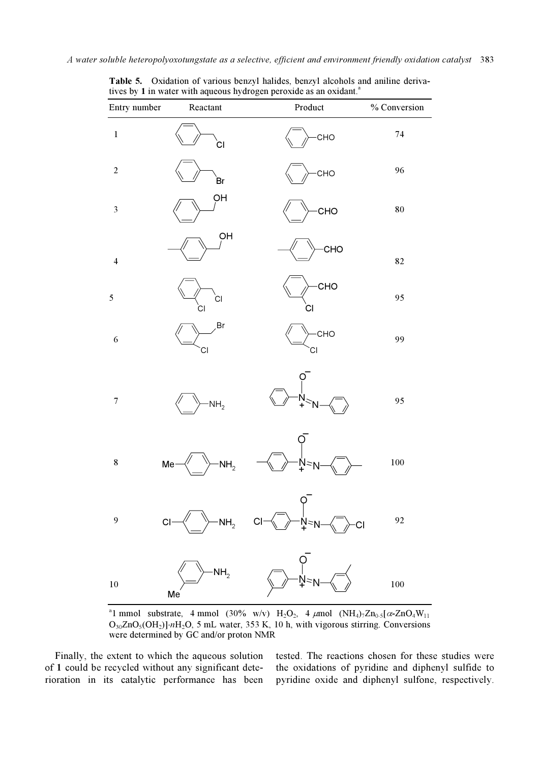**Table 5.** Oxidation of various benzyl halides, benzyl alcohols and aniline derivatives by **1** in water with aqueous hydrogen peroxide as an oxidant.[a]

| Entry number | Reactant | Product | % Conversion |
|---|---|---|---|
| 1 | Benzyl chloride | $C_6H_5$–CHO | 74 |
| 2 | Benzyl bromide | $C_6H_5$–CHO | 96 |
| 3 | Benzyl alcohol | $C_6H_5$–CHO | 80 |
| 4 | 4-Methylbenzyl alcohol | 4-Me-$C_6H_4$–CHO | 82 |
| 5 | 2-Chlorobenzyl chloride | 2-Cl-$C_6H_4$–CHO | 95 |
| 6 | 2-Chlorobenzyl bromide | 2-Cl-$C_6H_4$–CHO | 99 |
| 7 | $C_6H_5$–$NH_2$ | $C_6H_5$–$N^+(O^-)$=N–$C_6H_5$ | 95 |
| 8 | Me–$C_6H_4$–$NH_2$ (para) | 4-Me-$C_6H_4$–$N^+(O^-)$=N–$C_6H_4$-4-Me | 100 |
| 9 | Cl–$C_6H_4$–$NH_2$ (para) | 4-Cl-$C_6H_4$–$N^+(O^-)$=N–$C_6H_4$-4-Cl | 92 |
| 10 | 3-Me-$C_6H_4$–$NH_2$ | 3-Me-$C_6H_4$–$N^+(O^-)$=N–$C_6H_4$-3-Me | 100 |

[a]1 mmol substrate, 4 mmol (30% w/v) $H_2O_2$, 4 $\mu$mol $(NH_4)_7Zn_{0.5}[\alpha\text{-}ZnO_4W_{11}O_{30}ZnO_5(OH_2)]\cdot nH_2O$, 5 mL water, 353 K, 10 h, with vigorous stirring. Conversions were determined by GC and/or proton NMR

Finally, the extent to which the aqueous solution of **1** could be recycled without any significant deterioration in its catalytic performance has been tested. The reactions chosen for these studies were the oxidations of pyridine and diphenyl sulfide to pyridine oxide and diphenyl sulfone, respectively.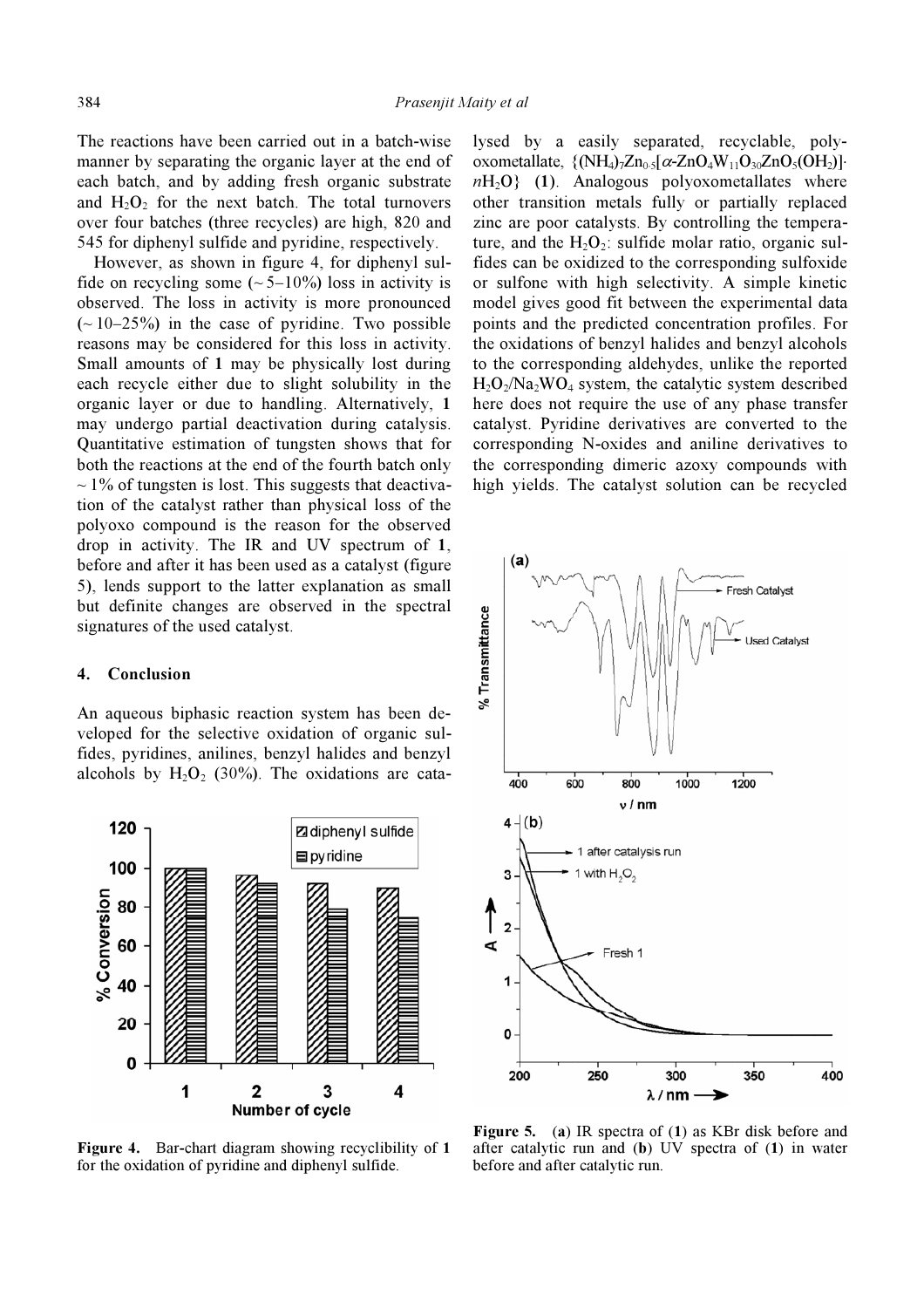The reactions have been carried out in a batch-wise manner by separating the organic layer at the end of each batch, and by adding fresh organic substrate and $H_2O_2$ for the next batch. The total turnovers over four batches (three recycles) are high, 820 and 545 for diphenyl sulfide and pyridine, respectively.

However, as shown in figure 4, for diphenyl sulfide on recycling some (~ 5–10%) loss in activity is observed. The loss in activity is more pronounced (~ 10–25%) in the case of pyridine. Two possible reasons may be considered for this loss in activity. Small amounts of **1** may be physically lost during each recycle either due to slight solubility in the organic layer or due to handling. Alternatively, **1** may undergo partial deactivation during catalysis. Quantitative estimation of tungsten shows that for both the reactions at the end of the fourth batch only ~ 1% of tungsten is lost. This suggests that deactivation of the catalyst rather than physical loss of the polyoxo compound is the reason for the observed drop in activity. The IR and UV spectrum of **1**, before and after it has been used as a catalyst (figure 5), lends support to the latter explanation as small but definite changes are observed in the spectral signatures of the used catalyst.

## 4. Conclusion

An aqueous biphasic reaction system has been developed for the selective oxidation of organic sulfides, pyridines, anilines, benzyl halides and benzyl alcohols by $H_2O_2$ (30%). The oxidations are catalysed by a easily separated, recyclable, polyoxometallate, $\{(NH_4)_7Zn_{0.5}[\alpha\text{-}ZnO_4W_{11}O_{30}ZnO_5(OH_2)]\cdot nH_2O\}$ (**1**). Analogous polyoxometallates where other transition metals fully or partially replaced zinc are poor catalysts. By controlling the temperature, and the $H_2O_2$: sulfide molar ratio, organic sulfides can be oxidized to the corresponding sulfoxide or sulfone with high selectivity. A simple kinetic model gives good fit between the experimental data points and the predicted concentration profiles. For the oxidations of benzyl halides and benzyl alcohols to the corresponding aldehydes, unlike the reported $H_2O_2/Na_2WO_4$ system, the catalytic system described here does not require the use of any phase transfer catalyst. Pyridine derivatives are converted to the corresponding N-oxides and aniline derivatives to the corresponding dimeric azoxy compounds with high yields. The catalyst solution can be recycled

**Figure 4.** Bar-chart diagram showing recyclibility of **1** for the oxidation of pyridine and diphenyl sulfide.

**Figure 5.** (**a**) IR spectra of (**1**) as KBr disk before and after catalytic run and (**b**) UV spectra of (**1**) in water before and after catalytic run.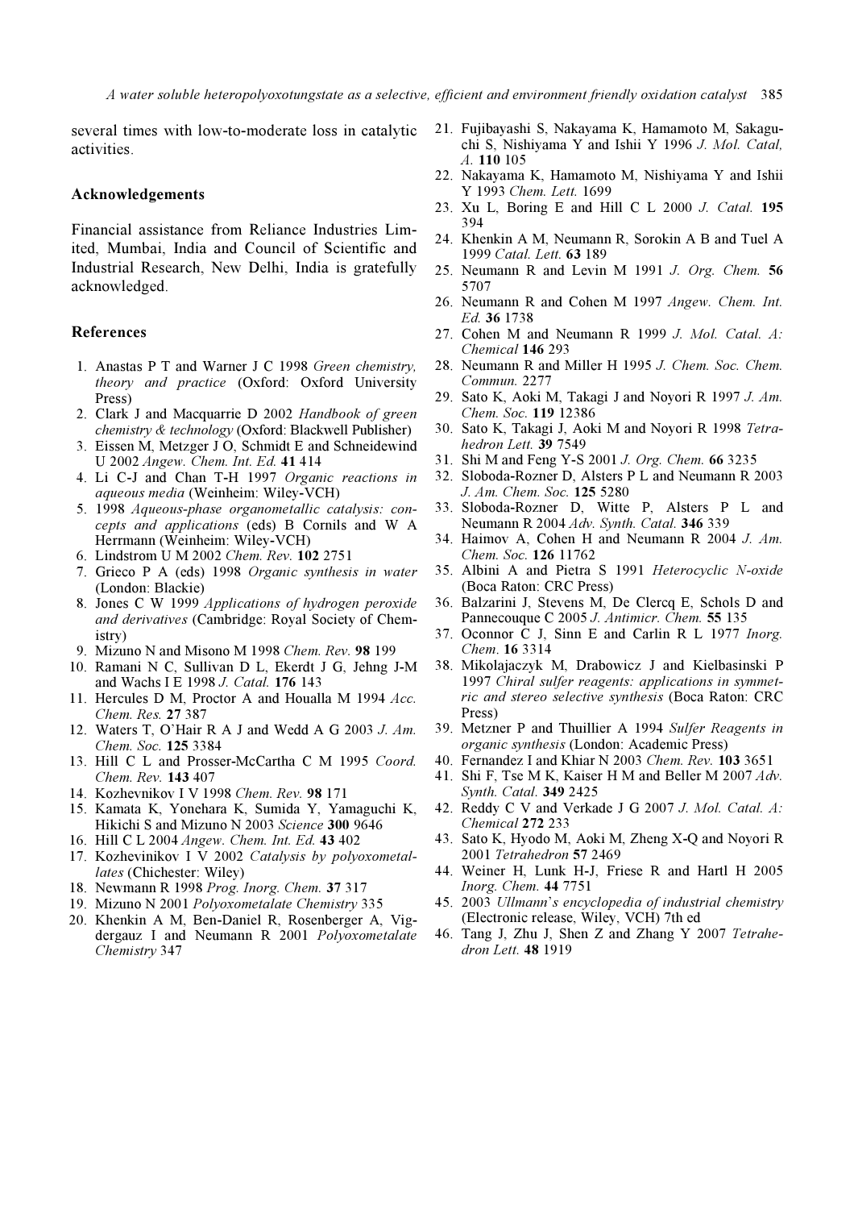several times with low-to-moderate loss in catalytic activities.

## Acknowledgements

Financial assistance from Reliance Industries Limited, Mumbai, India and Council of Scientific and Industrial Research, New Delhi, India is gratefully acknowledged.

## References

1. Anastas P T and Warner J C 1998 *Green chemistry, theory and practice* (Oxford: Oxford University Press)
2. Clark J and Macquarrie D 2002 *Handbook of green chemistry & technology* (Oxford: Blackwell Publisher)
3. Eissen M, Metzger J O, Schmidt E and Schneidewind U 2002 *Angew. Chem. Int. Ed.* **41** 414
4. Li C-J and Chan T-H 1997 *Organic reactions in aqueous media* (Weinheim: Wiley-VCH)
5. 1998 *Aqueous-phase organometallic catalysis: concepts and applications* (eds) B Cornils and W A Herrmann (Weinheim: Wiley-VCH)
6. Lindstrom U M 2002 *Chem. Rev.* **102** 2751
7. Grieco P A (eds) 1998 *Organic synthesis in water* (London: Blackie)
8. Jones C W 1999 *Applications of hydrogen peroxide and derivatives* (Cambridge: Royal Society of Chemistry)
9. Mizuno N and Misono M 1998 *Chem. Rev.* **98** 199
10. Ramani N C, Sullivan D L, Ekerdt J G, Jehng J-M and Wachs I E 1998 *J. Catal.* **176** 143
11. Hercules D M, Proctor A and Houalla M 1994 *Acc. Chem. Res.* **27** 387
12. Waters T, O'Hair R A J and Wedd A G 2003 *J. Am. Chem. Soc.* **125** 3384
13. Hill C L and Prosser-McCartha C M 1995 *Coord. Chem. Rev.* **143** 407
14. Kozhevnikov I V 1998 *Chem. Rev.* **98** 171
15. Kamata K, Yonehara K, Sumida Y, Yamaguchi K, Hikichi S and Mizuno N 2003 *Science* **300** 9646
16. Hill C L 2004 *Angew. Chem. Int. Ed.* **43** 402
17. Kozhevinikov I V 2002 *Catalysis by polyoxometallates* (Chichester: Wiley)
18. Newmann R 1998 *Prog. Inorg. Chem.* **37** 317
19. Mizuno N 2001 *Polyoxometalate Chemistry* 335
20. Khenkin A M, Ben-Daniel R, Rosenberger A, Vigdergauz I and Neumann R 2001 *Polyoxometalate Chemistry* 347
21. Fujibayashi S, Nakayama K, Hamamoto M, Sakaguchi S, Nishiyama Y and Ishii Y 1996 *J. Mol. Catal, A.* **110** 105
22. Nakayama K, Hamamoto M, Nishiyama Y and Ishii Y 1993 *Chem. Lett.* 1699
23. Xu L, Boring E and Hill C L 2000 *J. Catal.* **195** 394
24. Khenkin A M, Neumann R, Sorokin A B and Tuel A 1999 *Catal. Lett.* **63** 189
25. Neumann R and Levin M 1991 *J. Org. Chem.* **56** 5707
26. Neumann R and Cohen M 1997 *Angew. Chem. Int. Ed.* **36** 1738
27. Cohen M and Neumann R 1999 *J. Mol. Catal. A: Chemical* **146** 293
28. Neumann R and Miller H 1995 *J. Chem. Soc. Chem. Commun.* 2277
29. Sato K, Aoki M, Takagi J and Noyori R 1997 *J. Am. Chem. Soc.* **119** 12386
30. Sato K, Takagi J, Aoki M and Noyori R 1998 *Tetrahedron Lett.* **39** 7549
31. Shi M and Feng Y-S 2001 *J. Org. Chem.* **66** 3235
32. Sloboda-Rozner D, Alsters P L and Neumann R 2003 *J. Am. Chem. Soc.* **125** 5280
33. Sloboda-Rozner D, Witte P, Alsters P L and Neumann R 2004 *Adv. Synth. Catal.* **346** 339
34. Haimov A, Cohen H and Neumann R 2004 *J. Am. Chem. Soc.* **126** 11762
35. Albini A and Pietra S 1991 *Heterocyclic N-oxide* (Boca Raton: CRC Press)
36. Balzarini J, Stevens M, De Clercq E, Schols D and Pannecouque C 2005 *J. Antimicr. Chem.* **55** 135
37. Oconnor C J, Sinn E and Carlin R L 1977 *Inorg. Chem.* **16** 3314
38. Mikolajaczyk M, Drabowicz J and Kielbasinski P 1997 *Chiral sulfer reagents: applications in symmetric and stereo selective synthesis* (Boca Raton: CRC Press)
39. Metzner P and Thuillier A 1994 *Sulfer Reagents in organic synthesis* (London: Academic Press)
40. Fernandez I and Khiar N 2003 *Chem. Rev.* **103** 3651
41. Shi F, Tse M K, Kaiser H M and Beller M 2007 *Adv. Synth. Catal.* **349** 2425
42. Reddy C V and Verkade J G 2007 *J. Mol. Catal. A: Chemical* **272** 233
43. Sato K, Hyodo M, Aoki M, Zheng X-Q and Noyori R 2001 *Tetrahedron* **57** 2469
44. Weiner H, Lunk H-J, Friese R and Hartl H 2005 *Inorg. Chem.* **44** 7751
45. 2003 *Ullmann's encyclopedia of industrial chemistry* (Electronic release, Wiley, VCH) 7th ed
46. Tang J, Zhu J, Shen Z and Zhang Y 2007 *Tetrahedron Lett.* **48** 1919